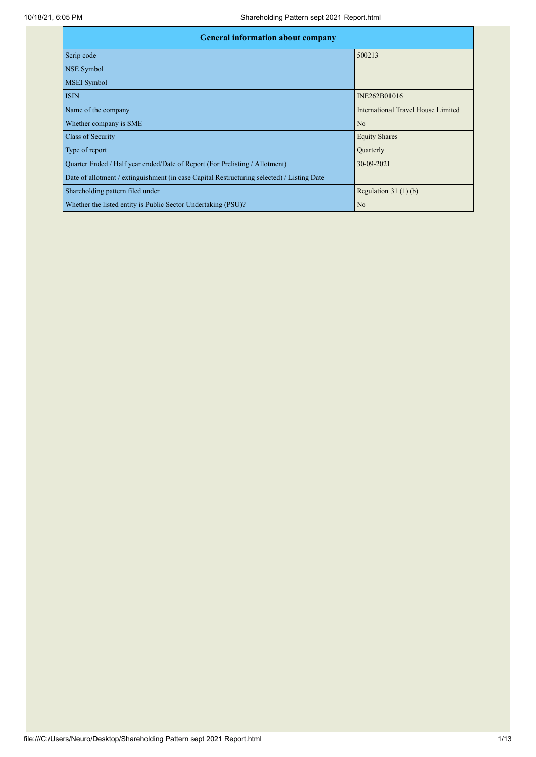| General information about company | |
|---|---|
| Scrip code | 500213 |
| NSE Symbol | |
| MSEI Symbol | |
| ISIN | INE262B01016 |
| Name of the company | International Travel House Limited |
| Whether company is SME | No |
| Class of Security | Equity Shares |
| Type of report | Quarterly |
| Quarter Ended / Half year ended/Date of Report (For Prelisting / Allotment) | 30-09-2021 |
| Date of allotment / extinguishment (in case Capital Restructuring selected) / Listing Date | |
| Shareholding pattern filed under | Regulation 31 (1) (b) |
| Whether the listed entity is Public Sector Undertaking (PSU)? | No |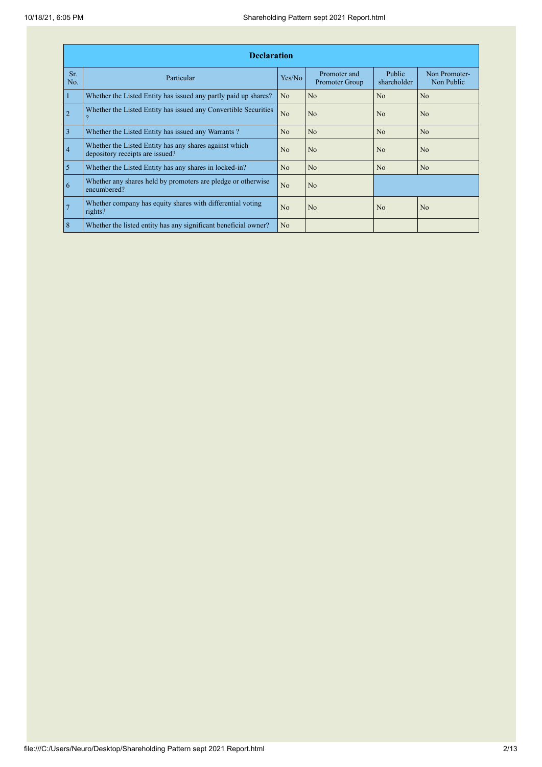| Declaration | | | | | |
|---|---|---|---|---|---|
| Sr. No. | Particular | Yes/No | Promoter and Promoter Group | Public shareholder | Non Promoter-Non Public |
| 1 | Whether the Listed Entity has issued any partly paid up shares? | No | No | No | No |
| 2 | Whether the Listed Entity has issued any Convertible Securities ? | No | No | No | No |
| 3 | Whether the Listed Entity has issued any Warrants ? | No | No | No | No |
| 4 | Whether the Listed Entity has any shares against which depository receipts are issued? | No | No | No | No |
| 5 | Whether the Listed Entity has any shares in locked-in? | No | No | No | No |
| 6 | Whether any shares held by promoters are pledge or otherwise encumbered? | No | No | | |
| 7 | Whether company has equity shares with differential voting rights? | No | No | No | No |
| 8 | Whether the listed entity has any significant beneficial owner? | No | | | |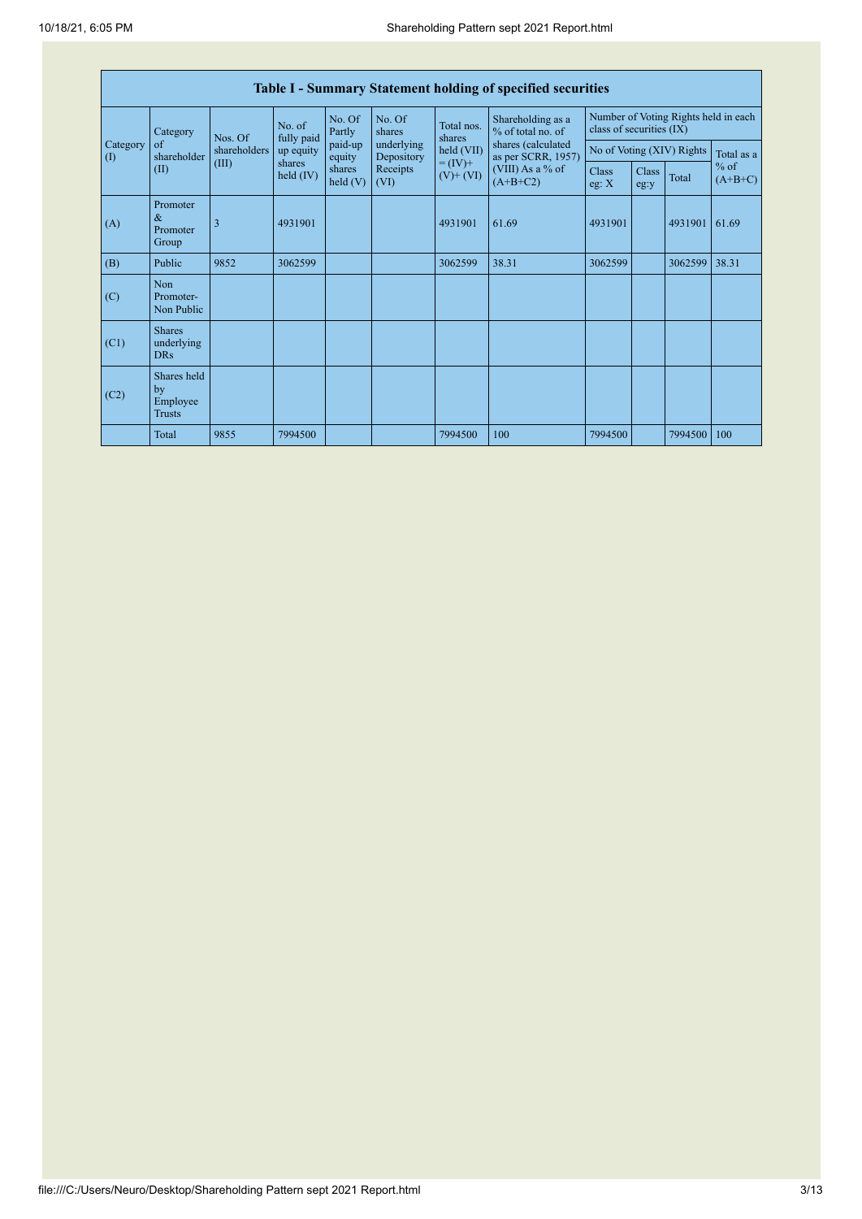# Table I - Summary Statement holding of specified securities

| Category (I) | Category of shareholder (II) | Nos. Of shareholders (III) | No. of fully paid up equity shares held (IV) | No. Of Partly paid-up equity shares held (V) | No. Of shares underlying Depository Receipts (VI) | Total nos. shares held (VII) = (IV)+ (V)+ (VI) | Shareholding as a % of total no. of shares (calculated as per SCRR, 1957) (VIII) As a % of (A+B+C2) | Number of Voting Rights held in each class of securities (IX) | | | |
|---|---|---|---|---|---|---|---|---|---|---|---|
| | | | | | | | | No of Voting (XIV) Rights | | | Total as a % of (A+B+C) |
| | | | | | | | | Class eg: X | Class eg:y | Total | |
| (A) | Promoter & Promoter Group | 3 | 4931901 | | | 4931901 | 61.69 | 4931901 | | 4931901 | 61.69 |
| (B) | Public | 9852 | 3062599 | | | 3062599 | 38.31 | 3062599 | | 3062599 | 38.31 |
| (C) | Non Promoter- Non Public | | | | | | | | | | |
| (C1) | Shares underlying DRs | | | | | | | | | | |
| (C2) | Shares held by Employee Trusts | | | | | | | | | | |
| | Total | 9855 | 7994500 | | | 7994500 | 100 | 7994500 | | 7994500 | 100 |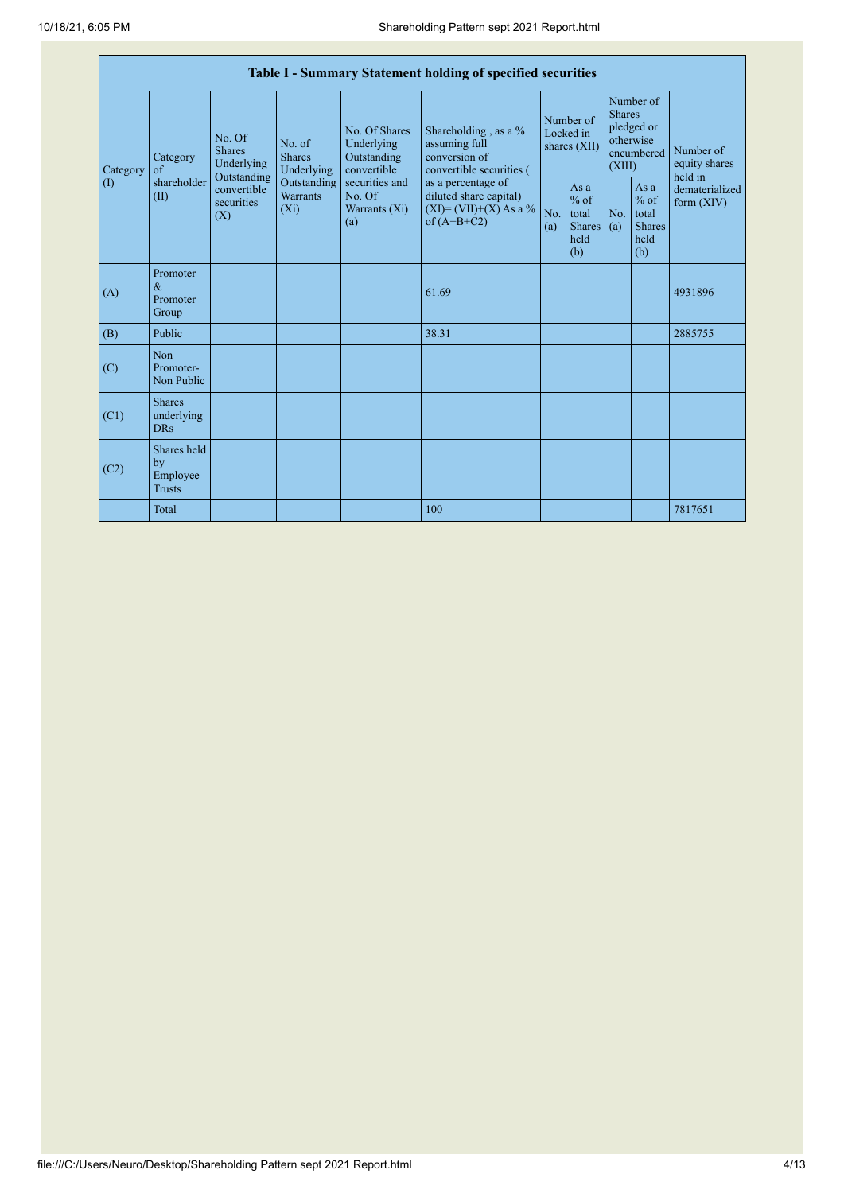| Table I - Summary Statement holding of specified securities | | | | | | | | | | |
|---|---|---|---|---|---|---|---|---|---|---|
| Category (I) | Category of shareholder (II) | No. Of Shares Underlying Outstanding convertible securities (X) | No. of Shares Underlying Outstanding Warrants (Xi) | No. Of Shares Underlying Outstanding convertible securities and No. Of Warrants (Xi) (a) | Shareholding , as a % assuming full conversion of convertible securities ( as a percentage of diluted share capital) (XI)= (VII)+(X) As a % of (A+B+C2) | Number of Locked in shares (XII) | | Number of Shares pledged or otherwise encumbered (XIII) | | Number of equity shares held in dematerialized form (XIV) |
| | | | | | | No. (a) | As a % of total Shares held (b) | No. (a) | As a % of total Shares held (b) | |
| (A) | Promoter & Promoter Group | | | | 61.69 | | | | | 4931896 |
| (B) | Public | | | | 38.31 | | | | | 2885755 |
| (C) | Non Promoter- Non Public | | | | | | | | | |
| (C1) | Shares underlying DRs | | | | | | | | | |
| (C2) | Shares held by Employee Trusts | | | | | | | | | |
| | Total | | | | 100 | | | | | 7817651 |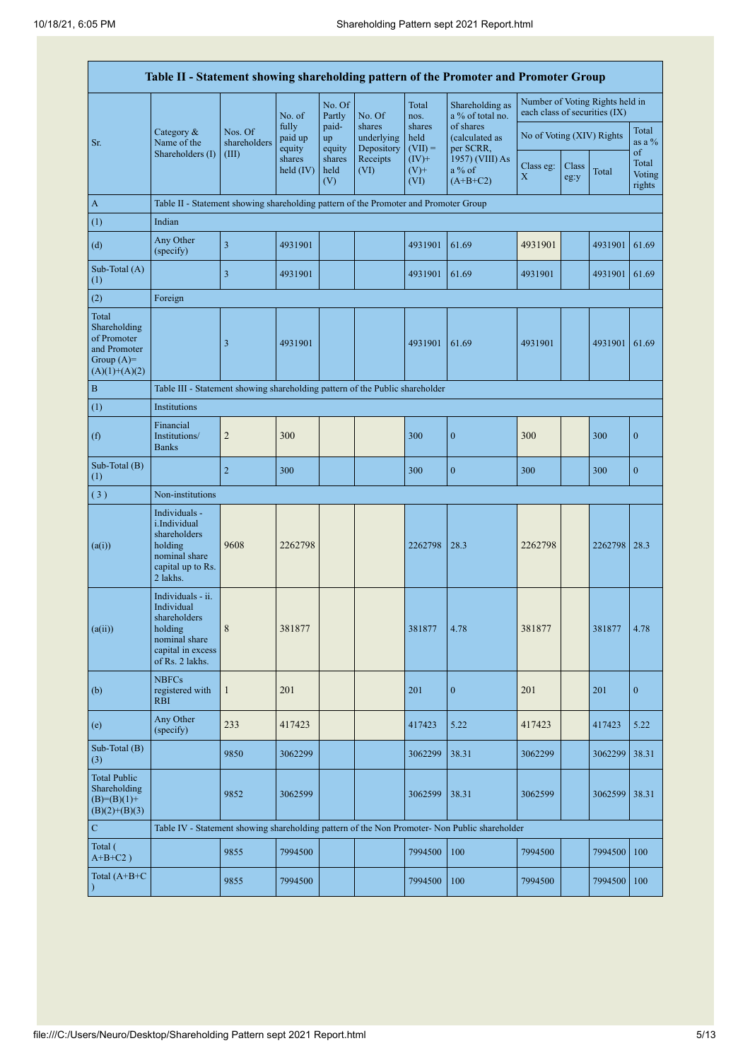| Table II - Statement showing shareholding pattern of the Promoter and Promoter Group | | | | | | | | | | | | |
|---|---|---|---|---|---|---|---|---|---|---|---|---|
| Sr. | Category & Name of the Shareholders (I) | Nos. Of shareholders (III) | No. of fully paid up equity shares held (IV) | No. Of Partly paid-up equity shares held (V) | No. Of shares underlying Depository Receipts (VI) | Total nos. shares held (VII) = (IV)+ (V)+ (VI) | Shareholding as a % of total no. of shares (calculated as per SCRR, 1957) (VIII) As a % of (A+B+C2) | Number of Voting Rights held in each class of securities (IX) | | | |
| | | | | | | | | No of Voting (XIV) Rights | | | Total as a % of Total Voting rights |
| | | | | | | | | Class eg: X | Class eg:y | Total | |
| A | Table II - Statement showing shareholding pattern of the Promoter and Promoter Group | | | | | | | | | | |
| (1) | Indian | | | | | | | | | | |
| (d) | Any Other (specify) | 3 | 4931901 | | | 4931901 | 61.69 | 4931901 | | 4931901 | 61.69 |
| Sub-Total (A)(1) | | 3 | 4931901 | | | 4931901 | 61.69 | 4931901 | | 4931901 | 61.69 |
| (2) | Foreign | | | | | | | | | | |
| Total Shareholding of Promoter and Promoter Group (A)=(A)(1)+(A)(2) | | 3 | 4931901 | | | 4931901 | 61.69 | 4931901 | | 4931901 | 61.69 |
| B | Table III - Statement showing shareholding pattern of the Public shareholder | | | | | | | | | | |
| (1) | Institutions | | | | | | | | | | |
| (f) | Financial Institutions/ Banks | 2 | 300 | | | 300 | 0 | 300 | | 300 | 0 |
| Sub-Total (B)(1) | | 2 | 300 | | | 300 | 0 | 300 | | 300 | 0 |
| (3) | Non-institutions | | | | | | | | | | |
| (a(i)) | Individuals - i.Individual shareholders holding nominal share capital up to Rs. 2 lakhs. | 9608 | 2262798 | | | 2262798 | 28.3 | 2262798 | | 2262798 | 28.3 |
| (a(ii)) | Individuals - ii. Individual shareholders holding nominal share capital in excess of Rs. 2 lakhs. | 8 | 381877 | | | 381877 | 4.78 | 381877 | | 381877 | 4.78 |
| (b) | NBFCs registered with RBI | 1 | 201 | | | 201 | 0 | 201 | | 201 | 0 |
| (e) | Any Other (specify) | 233 | 417423 | | | 417423 | 5.22 | 417423 | | 417423 | 5.22 |
| Sub-Total (B)(3) | | 9850 | 3062299 | | | 3062299 | 38.31 | 3062299 | | 3062299 | 38.31 |
| Total Public Shareholding (B)=(B)(1)+(B)(2)+(B)(3) | | 9852 | 3062599 | | | 3062599 | 38.31 | 3062599 | | 3062599 | 38.31 |
| C | Table IV - Statement showing shareholding pattern of the Non Promoter- Non Public shareholder | | | | | | | | | | |
| Total ( A+B+C2 ) | | 9855 | 7994500 | | | 7994500 | 100 | 7994500 | | 7994500 | 100 |
| Total (A+B+C ) | | 9855 | 7994500 | | | 7994500 | 100 | 7994500 | | 7994500 | 100 |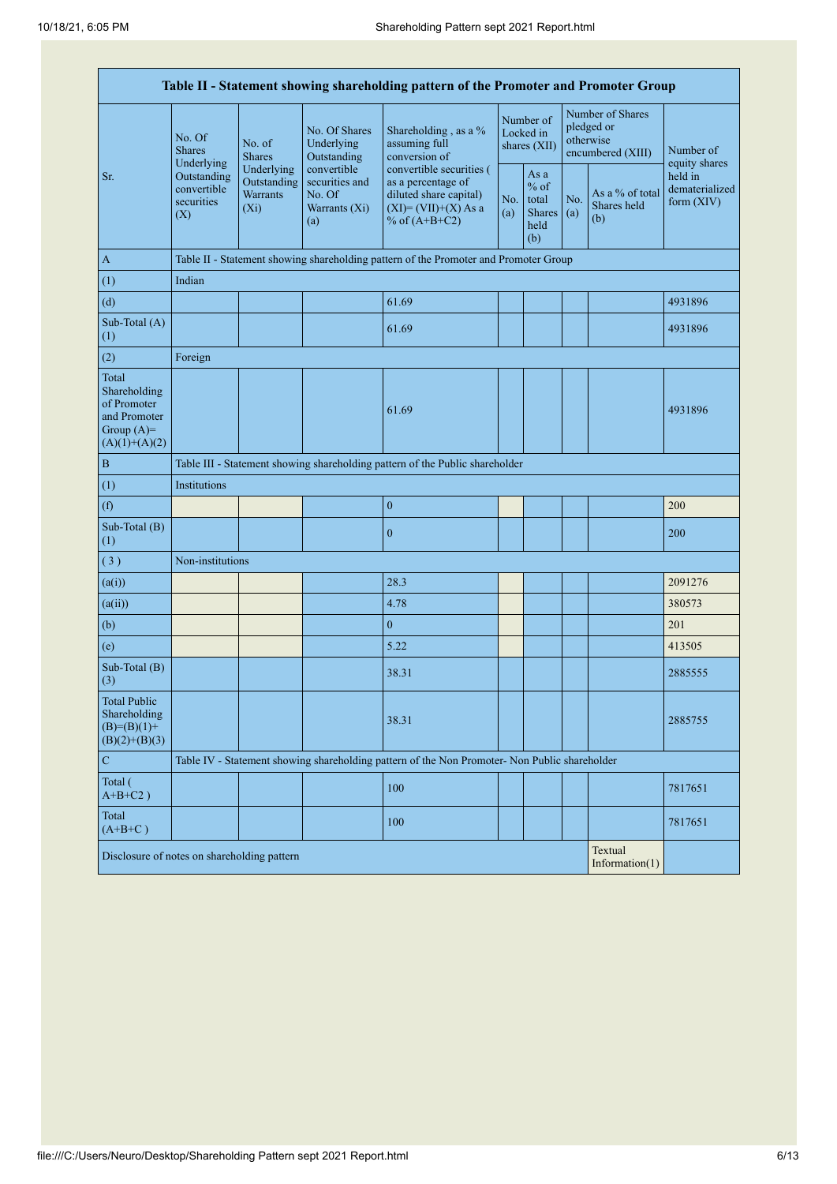| Table II - Statement showing shareholding pattern of the Promoter and Promoter Group | | | | | | | | | |
|---|---|---|---|---|---|---|---|---|---|
| Sr. | No. Of Shares Underlying Outstanding convertible securities (X) | No. of Shares Underlying Outstanding Warrants (Xi) | No. Of Shares Underlying Outstanding convertible securities and No. Of Warrants (Xi) (a) | Shareholding , as a % assuming full conversion of convertible securities ( as a percentage of diluted share capital) (XI)= (VII)+(X) As a % of (A+B+C2) | Number of Locked in shares (XII) | | Number of Shares pledged or otherwise encumbered (XIII) | | Number of equity shares held in dematerialized form (XIV) |
| | | | | | No. (a) | As a % of total Shares held (b) | No. (a) | As a % of total Shares held (b) | |
| A | Table II - Statement showing shareholding pattern of the Promoter and Promoter Group | | | | | | | | |
| (1) | Indian | | | | | | | | |
| (d) | | | | 61.69 | | | | | 4931896 |
| Sub-Total (A) (1) | | | | 61.69 | | | | | 4931896 |
| (2) | Foreign | | | | | | | | |
| Total Shareholding of Promoter and Promoter Group (A)= (A)(1)+(A)(2) | | | | 61.69 | | | | | 4931896 |
| B | Table III - Statement showing shareholding pattern of the Public shareholder | | | | | | | | |
| (1) | Institutions | | | | | | | | |
| (f) | | | | 0 | | | | | 200 |
| Sub-Total (B) (1) | | | | 0 | | | | | 200 |
| ( 3 ) | Non-institutions | | | | | | | | |
| (a(i)) | | | | 28.3 | | | | | 2091276 |
| (a(ii)) | | | | 4.78 | | | | | 380573 |
| (b) | | | | 0 | | | | | 201 |
| (e) | | | | 5.22 | | | | | 413505 |
| Sub-Total (B) (3) | | | | 38.31 | | | | | 2885555 |
| Total Public Shareholding (B)=(B)(1)+(B)(2)+(B)(3) | | | | 38.31 | | | | | 2885755 |
| C | Table IV - Statement showing shareholding pattern of the Non Promoter- Non Public shareholder | | | | | | | | |
| Total ( A+B+C2 ) | | | | 100 | | | | | 7817651 |
| Total (A+B+C ) | | | | 100 | | | | | 7817651 |
| Disclosure of notes on shareholding pattern | | | | | | | | Textual Information(1) | |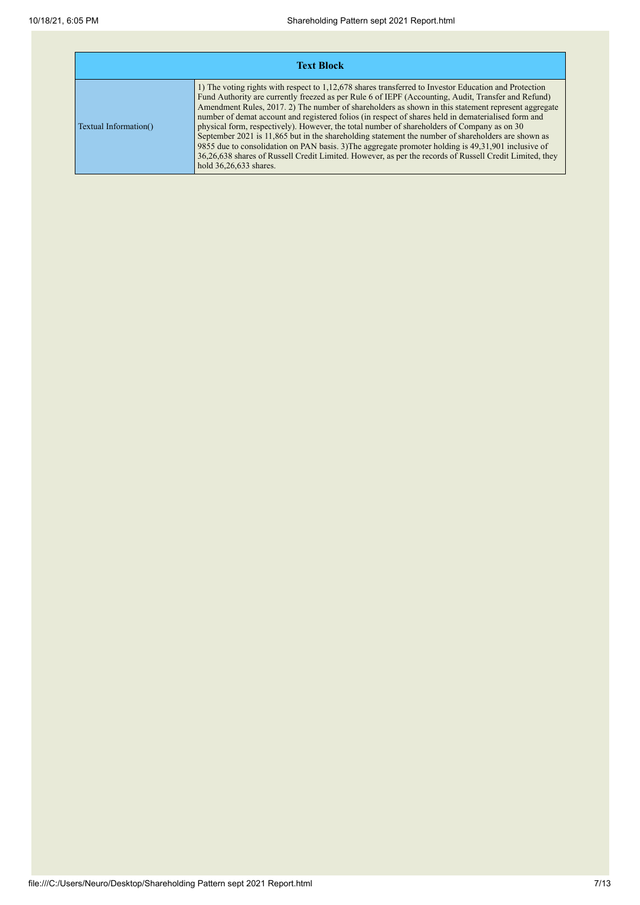| Text Block | |
|---|---|
| Textual Information() | 1) The voting rights with respect to 1,12,678 shares transferred to Investor Education and Protection Fund Authority are currently freezed as per Rule 6 of IEPF (Accounting, Audit, Transfer and Refund) Amendment Rules, 2017. 2) The number of shareholders as shown in this statement represent aggregate number of demat account and registered folios (in respect of shares held in dematerialised form and physical form, respectively). However, the total number of shareholders of Company as on 30 September 2021 is 11,865 but in the shareholding statement the number of shareholders are shown as 9855 due to consolidation on PAN basis. 3)The aggregate promoter holding is 49,31,901 inclusive of 36,26,638 shares of Russell Credit Limited. However, as per the records of Russell Credit Limited, they hold 36,26,633 shares. |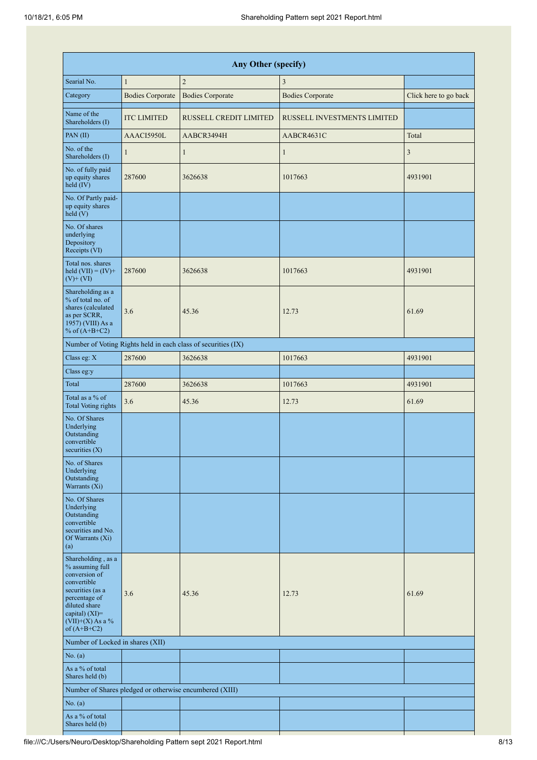| Any Other (specify) | | | | |
|---|---|---|---|---|
| Searial No. | 1 | 2 | 3 | |
| Category | Bodies Corporate | Bodies Corporate | Bodies Corporate | Click here to go back |
| Name of the Shareholders (I) | ITC LIMITED | RUSSELL CREDIT LIMITED | RUSSELL INVESTMENTS LIMITED | |
| PAN (II) | AAACI5950L | AABCR3494H | AABCR4631C | Total |
| No. of the Shareholders (I) | 1 | 1 | 1 | 3 |
| No. of fully paid up equity shares held (IV) | 287600 | 3626638 | 1017663 | 4931901 |
| No. Of Partly paid-up equity shares held (V) | | | | |
| No. Of shares underlying Depository Receipts (VI) | | | | |
| Total nos. shares held (VII) = (IV)+(V)+ (VI) | 287600 | 3626638 | 1017663 | 4931901 |
| Shareholding as a % of total no. of shares (calculated as per SCRR, 1957) (VIII) As a % of (A+B+C2) | 3.6 | 45.36 | 12.73 | 61.69 |
| Number of Voting Rights held in each class of securities (IX) | | | | |
| Class eg: X | 287600 | 3626638 | 1017663 | 4931901 |
| Class eg:y | | | | |
| Total | 287600 | 3626638 | 1017663 | 4931901 |
| Total as a % of Total Voting rights | 3.6 | 45.36 | 12.73 | 61.69 |
| No. Of Shares Underlying Outstanding convertible securities (X) | | | | |
| No. of Shares Underlying Outstanding Warrants (Xi) | | | | |
| No. Of Shares Underlying Outstanding convertible securities and No. Of Warrants (Xi) (a) | | | | |
| Shareholding , as a % assuming full conversion of convertible securities (as a percentage of diluted share capital) (XI)= (VII)+(X) As a % of (A+B+C2) | 3.6 | 45.36 | 12.73 | 61.69 |
| Number of Locked in shares (XII) | | | | |
| No. (a) | | | | |
| As a % of total Shares held (b) | | | | |
| Number of Shares pledged or otherwise encumbered (XIII) | | | | |
| No. (a) | | | | |
| As a % of total Shares held (b) | | | | |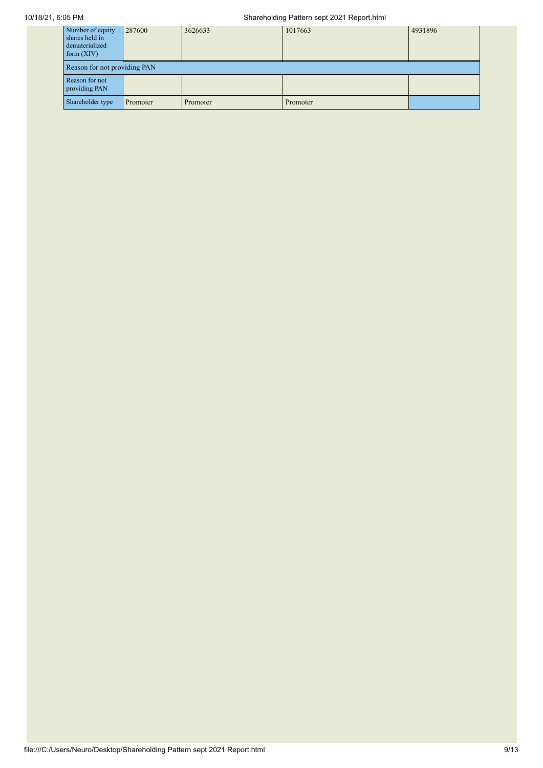| Number of equity shares held in dematerialized form (XIV) | 287600 | 3626633 | 1017663 | 4931896 |
|---|---|---|---|---|
| Reason for not providing PAN | | | | |
| Reason for not providing PAN | | | | |
| Shareholder type | Promoter | Promoter | Promoter | |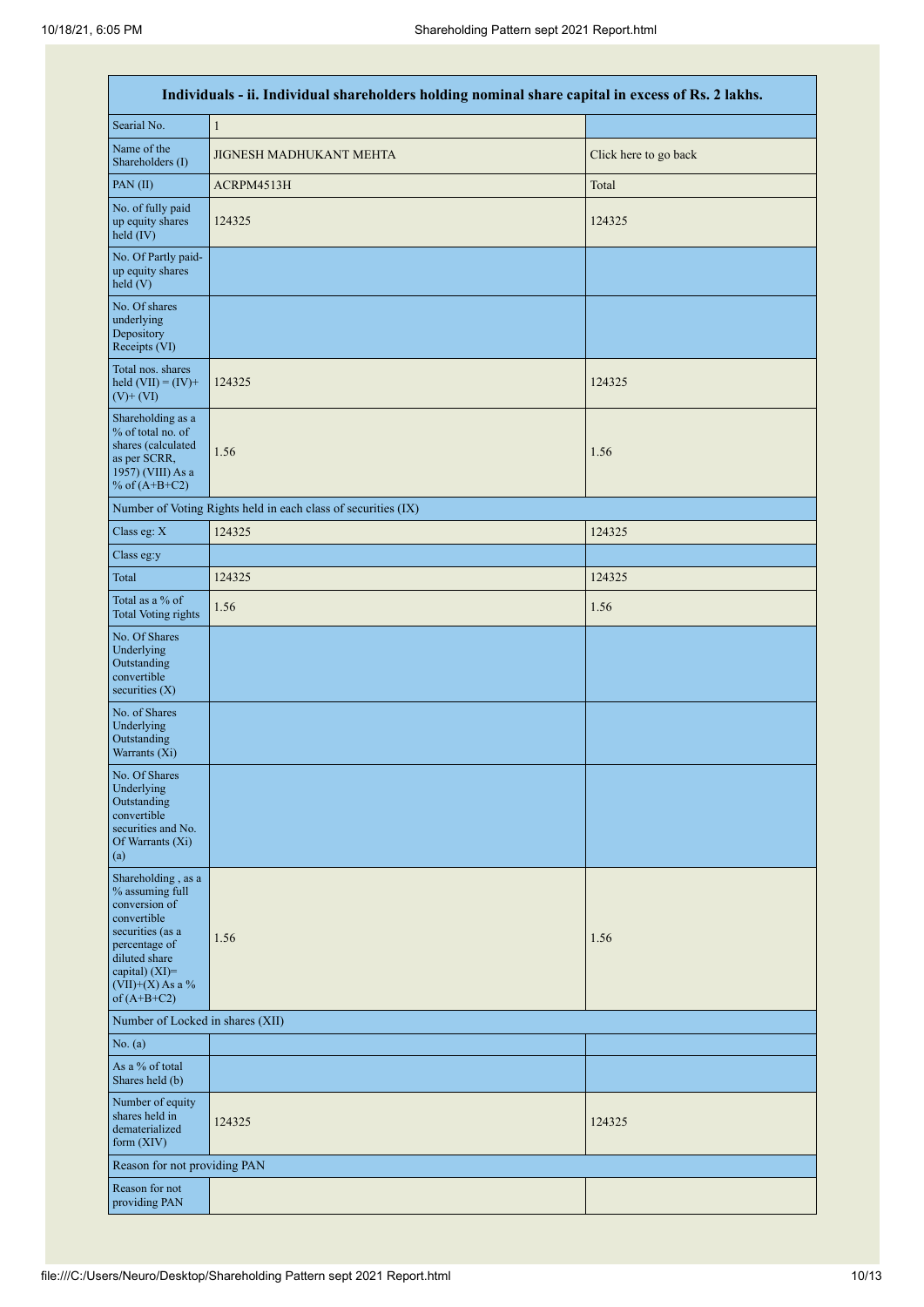| Individuals - ii. Individual shareholders holding nominal share capital in excess of Rs. 2 lakhs. | | |
|---|---|---|
| Searial No. | 1 | |
| Name of the Shareholders (I) | JIGNESH MADHUKANT MEHTA | Click here to go back |
| PAN (II) | ACRPM4513H | Total |
| No. of fully paid up equity shares held (IV) | 124325 | 124325 |
| No. Of Partly paid-up equity shares held (V) | | |
| No. Of shares underlying Depository Receipts (VI) | | |
| Total nos. shares held (VII) = (IV)+ (V)+ (VI) | 124325 | 124325 |
| Shareholding as a % of total no. of shares (calculated as per SCRR, 1957) (VIII) As a % of (A+B+C2) | 1.56 | 1.56 |
| Number of Voting Rights held in each class of securities (IX) | | |
| Class eg: X | 124325 | 124325 |
| Class eg:y | | |
| Total | 124325 | 124325 |
| Total as a % of Total Voting rights | 1.56 | 1.56 |
| No. Of Shares Underlying Outstanding convertible securities (X) | | |
| No. of Shares Underlying Outstanding Warrants (Xi) | | |
| No. Of Shares Underlying Outstanding convertible securities and No. Of Warrants (Xi) (a) | | |
| Shareholding , as a % assuming full conversion of convertible securities (as a percentage of diluted share capital) (XI)= (VII)+(X) As a % of (A+B+C2) | 1.56 | 1.56 |
| Number of Locked in shares (XII) | | |
| No. (a) | | |
| As a % of total Shares held (b) | | |
| Number of equity shares held in dematerialized form (XIV) | 124325 | 124325 |
| Reason for not providing PAN | | |
| Reason for not providing PAN | | |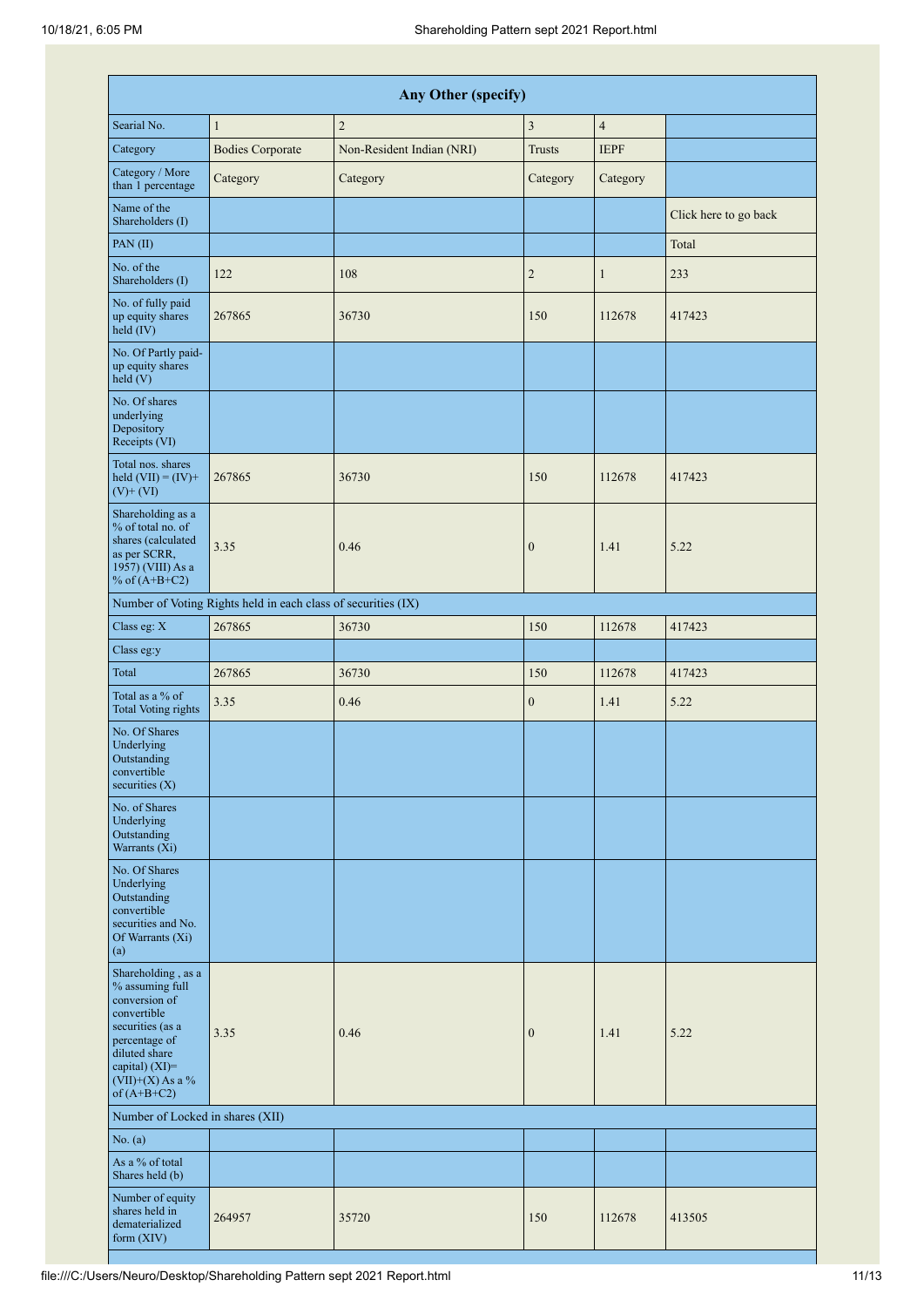| Any Other (specify) | | | | | |
|---|---|---|---|---|---|
| Searial No. | 1 | 2 | 3 | 4 | |
| Category | Bodies Corporate | Non-Resident Indian (NRI) | Trusts | IEPF | |
| Category / More than 1 percentage | Category | Category | Category | Category | |
| Name of the Shareholders (I) | | | | | Click here to go back |
| PAN (II) | | | | | Total |
| No. of the Shareholders (I) | 122 | 108 | 2 | 1 | 233 |
| No. of fully paid up equity shares held (IV) | 267865 | 36730 | 150 | 112678 | 417423 |
| No. Of Partly paid-up equity shares held (V) | | | | | |
| No. Of shares underlying Depository Receipts (VI) | | | | | |
| Total nos. shares held (VII) = (IV)+(V)+ (VI) | 267865 | 36730 | 150 | 112678 | 417423 |
| Shareholding as a % of total no. of shares (calculated as per SCRR, 1957) (VIII) As a % of (A+B+C2) | 3.35 | 0.46 | 0 | 1.41 | 5.22 |
| Number of Voting Rights held in each class of securities (IX) | | | | | |
| Class eg: X | 267865 | 36730 | 150 | 112678 | 417423 |
| Class eg:y | | | | | |
| Total | 267865 | 36730 | 150 | 112678 | 417423 |
| Total as a % of Total Voting rights | 3.35 | 0.46 | 0 | 1.41 | 5.22 |
| No. Of Shares Underlying Outstanding convertible securities (X) | | | | | |
| No. of Shares Underlying Outstanding Warrants (Xi) | | | | | |
| No. Of Shares Underlying Outstanding convertible securities and No. Of Warrants (Xi) (a) | | | | | |
| Shareholding , as a % assuming full conversion of convertible securities (as a percentage of diluted share capital) (XI)= (VII)+(X) As a % of (A+B+C2) | 3.35 | 0.46 | 0 | 1.41 | 5.22 |
| Number of Locked in shares (XII) | | | | | |
| No. (a) | | | | | |
| As a % of total Shares held (b) | | | | | |
| Number of equity shares held in dematerialized form (XIV) | 264957 | 35720 | 150 | 112678 | 413505 |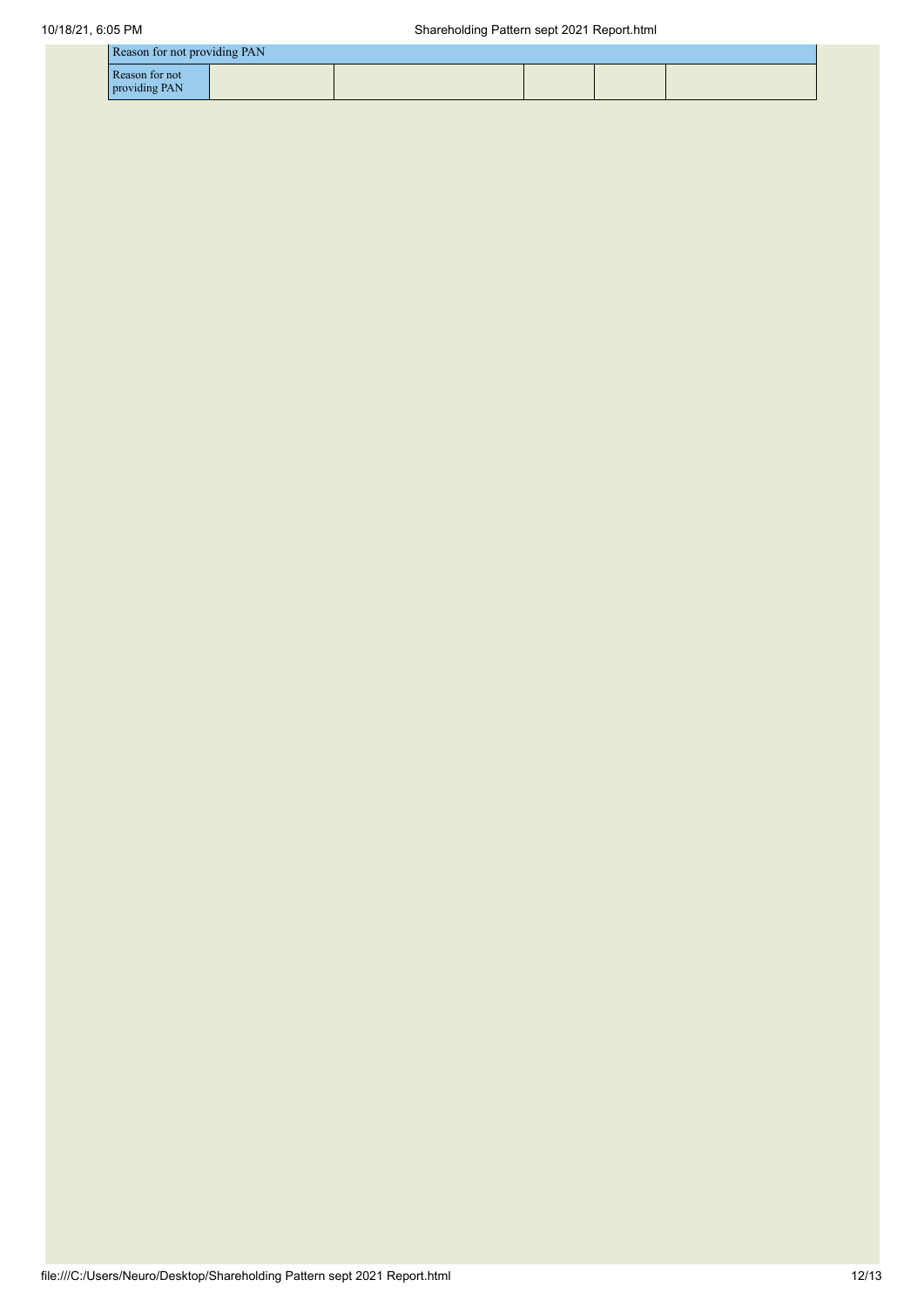| Reason for not providing PAN | | | | | |
|---|---|---|---|---|---|
| Reason for not providing PAN | | | | | |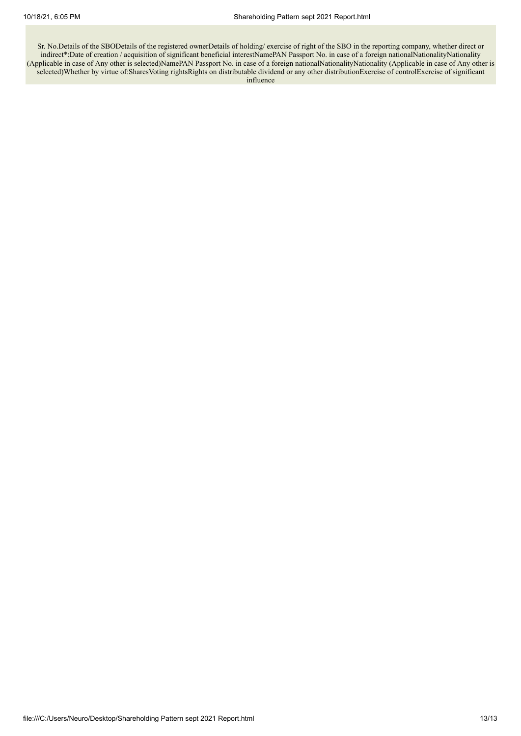Sr. No.Details of the SBODetails of the registered ownerDetails of holding/ exercise of right of the SBO in the reporting company, whether direct or indirect*:Date of creation / acquisition of significant beneficial interestNamePAN Passport No. in case of a foreign nationalNationalityNationality (Applicable in case of Any other is selected)NamePAN Passport No. in case of a foreign nationalNationalityNationality (Applicable in case of Any other is selected)Whether by virtue of:SharesVoting rightsRights on distributable dividend or any other distributionExercise of controlExercise of significant influence